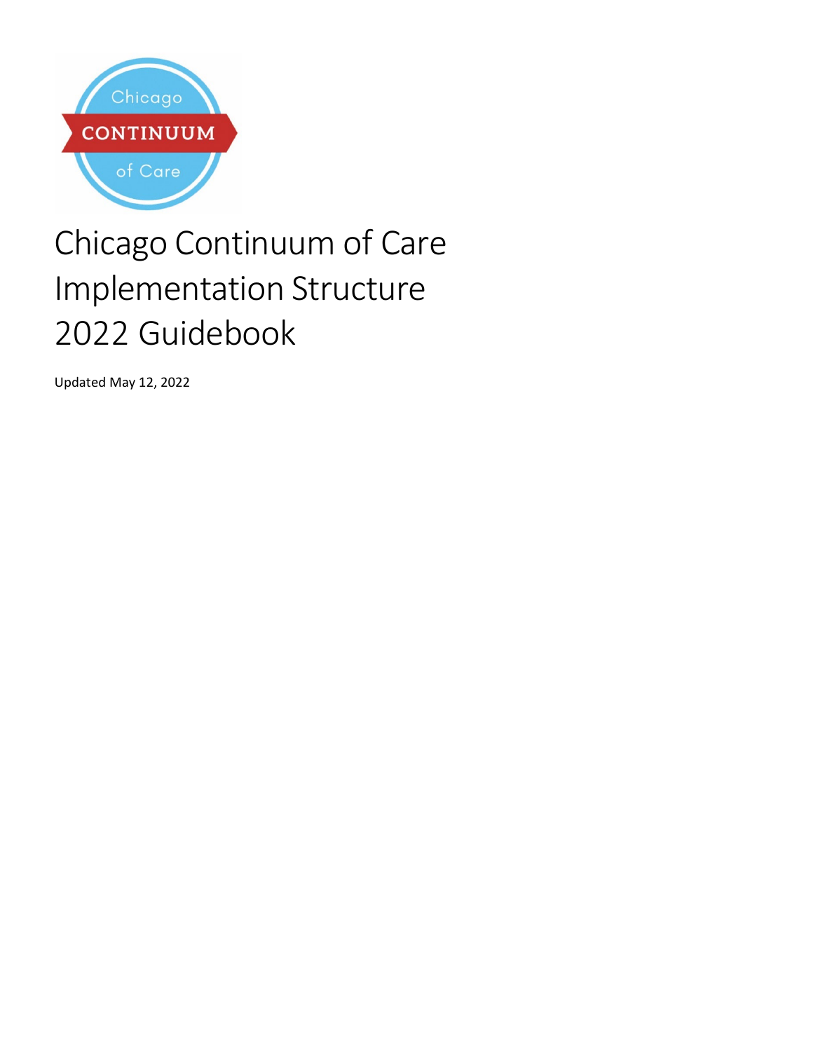# Chicago Continuum of Care Implementation Structure 2022 Guidebook

Updated May 12, 2022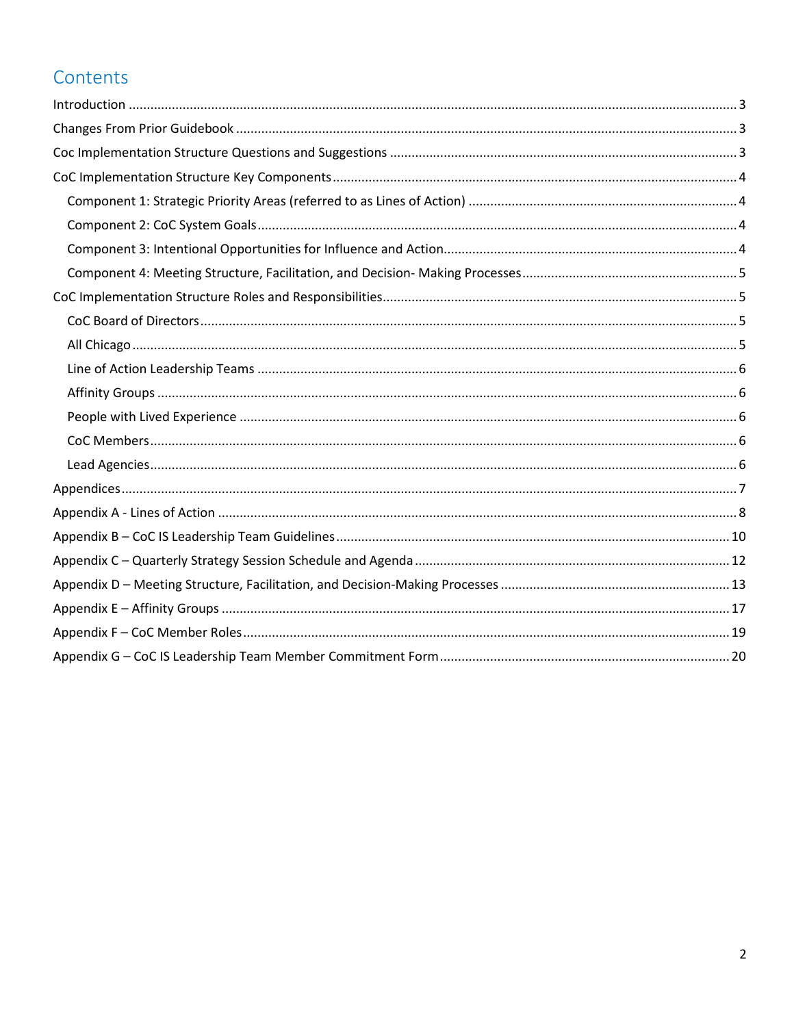# Contents

Introduction ..... 3
Changes From Prior Guidebook ..... 3
Coc Implementation Structure Questions and Suggestions ..... 3
CoC Implementation Structure Key Components ..... 4
- Component 1: Strategic Priority Areas (referred to as Lines of Action) ..... 4
- Component 2: CoC System Goals ..... 4
- Component 3: Intentional Opportunities for Influence and Action ..... 4
- Component 4: Meeting Structure, Facilitation, and Decision- Making Processes ..... 5

CoC Implementation Structure Roles and Responsibilities ..... 5
- CoC Board of Directors ..... 5
- All Chicago ..... 5
- Line of Action Leadership Teams ..... 6
- Affinity Groups ..... 6
- People with Lived Experience ..... 6
- CoC Members ..... 6
- Lead Agencies ..... 6

Appendices ..... 7
Appendix A - Lines of Action ..... 8
Appendix B – CoC IS Leadership Team Guidelines ..... 10
Appendix C – Quarterly Strategy Session Schedule and Agenda ..... 12
Appendix D – Meeting Structure, Facilitation, and Decision-Making Processes ..... 13
Appendix E – Affinity Groups ..... 17
Appendix F – CoC Member Roles ..... 19
Appendix G – CoC IS Leadership Team Member Commitment Form ..... 20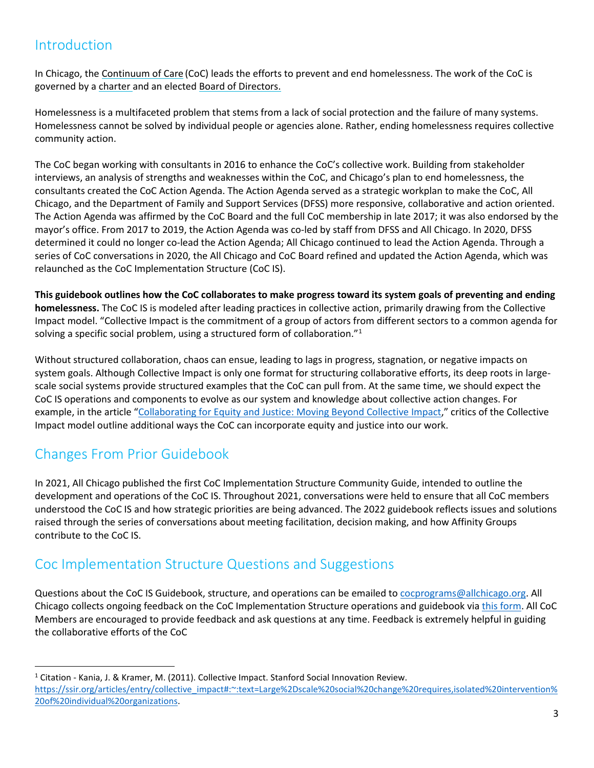## Introduction

In Chicago, the Continuum of Care (CoC) leads the efforts to prevent and end homelessness. The work of the CoC is governed by a charter and an elected Board of Directors.

Homelessness is a multifaceted problem that stems from a lack of social protection and the failure of many systems. Homelessness cannot be solved by individual people or agencies alone. Rather, ending homelessness requires collective community action.

The CoC began working with consultants in 2016 to enhance the CoC's collective work. Building from stakeholder interviews, an analysis of strengths and weaknesses within the CoC, and Chicago's plan to end homelessness, the consultants created the CoC Action Agenda. The Action Agenda served as a strategic workplan to make the CoC, All Chicago, and the Department of Family and Support Services (DFSS) more responsive, collaborative and action oriented. The Action Agenda was affirmed by the CoC Board and the full CoC membership in late 2017; it was also endorsed by the mayor's office. From 2017 to 2019, the Action Agenda was co-led by staff from DFSS and All Chicago. In 2020, DFSS determined it could no longer co-lead the Action Agenda; All Chicago continued to lead the Action Agenda. Through a series of CoC conversations in 2020, the All Chicago and CoC Board refined and updated the Action Agenda, which was relaunched as the CoC Implementation Structure (CoC IS).

**This guidebook outlines how the CoC collaborates to make progress toward its system goals of preventing and ending homelessness.** The CoC IS is modeled after leading practices in collective action, primarily drawing from the Collective Impact model. "Collective Impact is the commitment of a group of actors from different sectors to a common agenda for solving a specific social problem, using a structured form of collaboration."[1]

Without structured collaboration, chaos can ensue, leading to lags in progress, stagnation, or negative impacts on system goals. Although Collective Impact is only one format for structuring collaborative efforts, its deep roots in large-scale social systems provide structured examples that the CoC can pull from. At the same time, we should expect the CoC IS operations and components to evolve as our system and knowledge about collective action changes. For example, in the article "Collaborating for Equity and Justice: Moving Beyond Collective Impact," critics of the Collective Impact model outline additional ways the CoC can incorporate equity and justice into our work.

## Changes From Prior Guidebook

In 2021, All Chicago published the first CoC Implementation Structure Community Guide, intended to outline the development and operations of the CoC IS. Throughout 2021, conversations were held to ensure that all CoC members understood the CoC IS and how strategic priorities are being advanced. The 2022 guidebook reflects issues and solutions raised through the series of conversations about meeting facilitation, decision making, and how Affinity Groups contribute to the CoC IS.

## Coc Implementation Structure Questions and Suggestions

Questions about the CoC IS Guidebook, structure, and operations can be emailed to cocprograms@allchicago.org. All Chicago collects ongoing feedback on the CoC Implementation Structure operations and guidebook via this form. All CoC Members are encouraged to provide feedback and ask questions at any time. Feedback is extremely helpful in guiding the collaborative efforts of the CoC

---

[1] Citation - Kania, J. & Kramer, M. (2011). Collective Impact. Stanford Social Innovation Review. https://ssir.org/articles/entry/collective_impact#:~:text=Large%2Dscale%20social%20change%20requires,isolated%20intervention%20of%20individual%20organizations.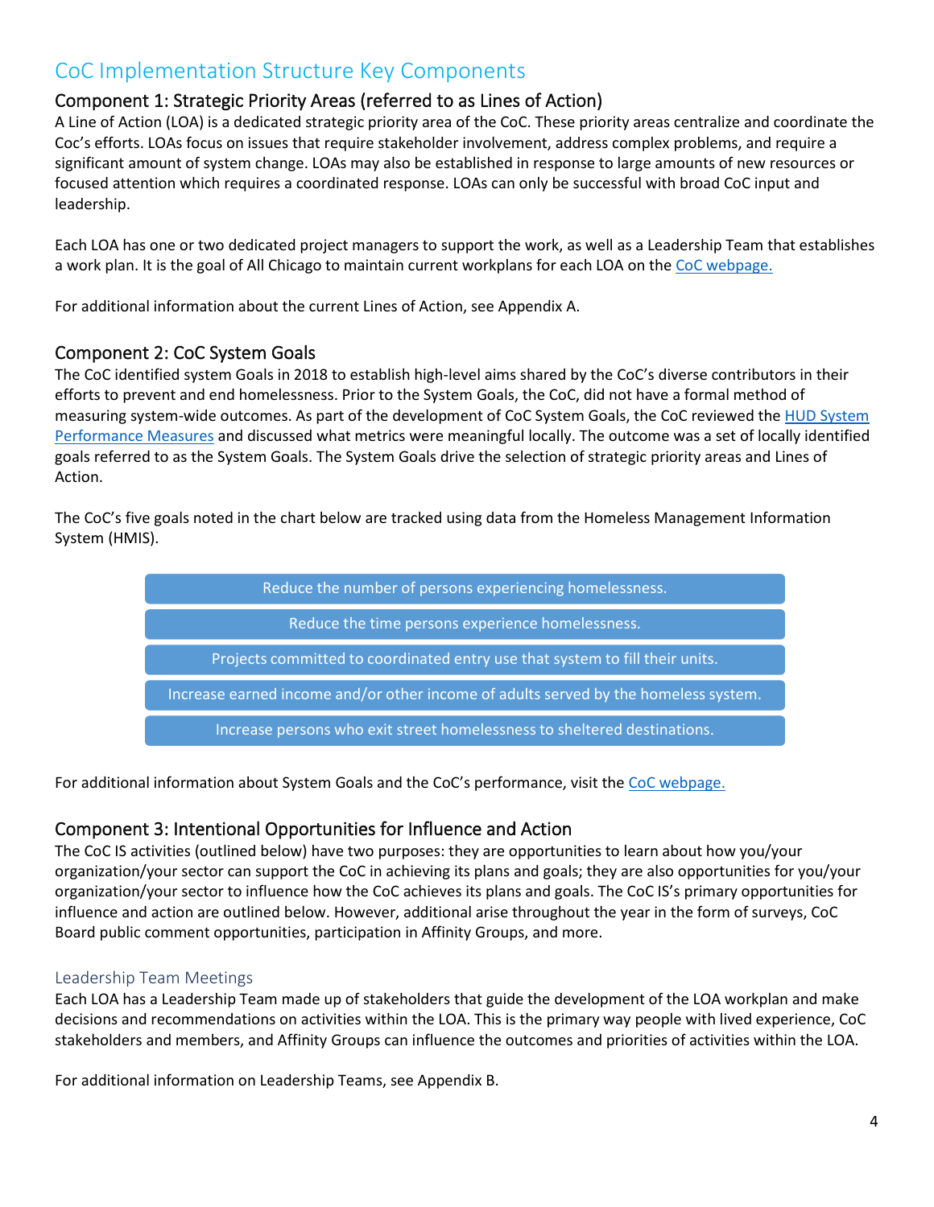# CoC Implementation Structure Key Components

## Component 1: Strategic Priority Areas (referred to as Lines of Action)

A Line of Action (LOA) is a dedicated strategic priority area of the CoC. These priority areas centralize and coordinate the Coc's efforts. LOAs focus on issues that require stakeholder involvement, address complex problems, and require a significant amount of system change. LOAs may also be established in response to large amounts of new resources or focused attention which requires a coordinated response. LOAs can only be successful with broad CoC input and leadership.

Each LOA has one or two dedicated project managers to support the work, as well as a Leadership Team that establishes a work plan. It is the goal of All Chicago to maintain current workplans for each LOA on the CoC webpage.

For additional information about the current Lines of Action, see Appendix A.

## Component 2: CoC System Goals

The CoC identified system Goals in 2018 to establish high-level aims shared by the CoC's diverse contributors in their efforts to prevent and end homelessness. Prior to the System Goals, the CoC, did not have a formal method of measuring system-wide outcomes. As part of the development of CoC System Goals, the CoC reviewed the HUD System Performance Measures and discussed what metrics were meaningful locally. The outcome was a set of locally identified goals referred to as the System Goals. The System Goals drive the selection of strategic priority areas and Lines of Action.

The CoC's five goals noted in the chart below are tracked using data from the Homeless Management Information System (HMIS).

- Reduce the number of persons experiencing homelessness.
- Reduce the time persons experience homelessness.
- Projects committed to coordinated entry use that system to fill their units.
- Increase earned income and/or other income of adults served by the homeless system.
- Increase persons who exit street homelessness to sheltered destinations.

For additional information about System Goals and the CoC's performance, visit the CoC webpage.

## Component 3: Intentional Opportunities for Influence and Action

The CoC IS activities (outlined below) have two purposes: they are opportunities to learn about how you/your organization/your sector can support the CoC in achieving its plans and goals; they are also opportunities for you/your organization/your sector to influence how the CoC achieves its plans and goals. The CoC IS's primary opportunities for influence and action are outlined below. However, additional arise throughout the year in the form of surveys, CoC Board public comment opportunities, participation in Affinity Groups, and more.

### Leadership Team Meetings

Each LOA has a Leadership Team made up of stakeholders that guide the development of the LOA workplan and make decisions and recommendations on activities within the LOA. This is the primary way people with lived experience, CoC stakeholders and members, and Affinity Groups can influence the outcomes and priorities of activities within the LOA.

For additional information on Leadership Teams, see Appendix B.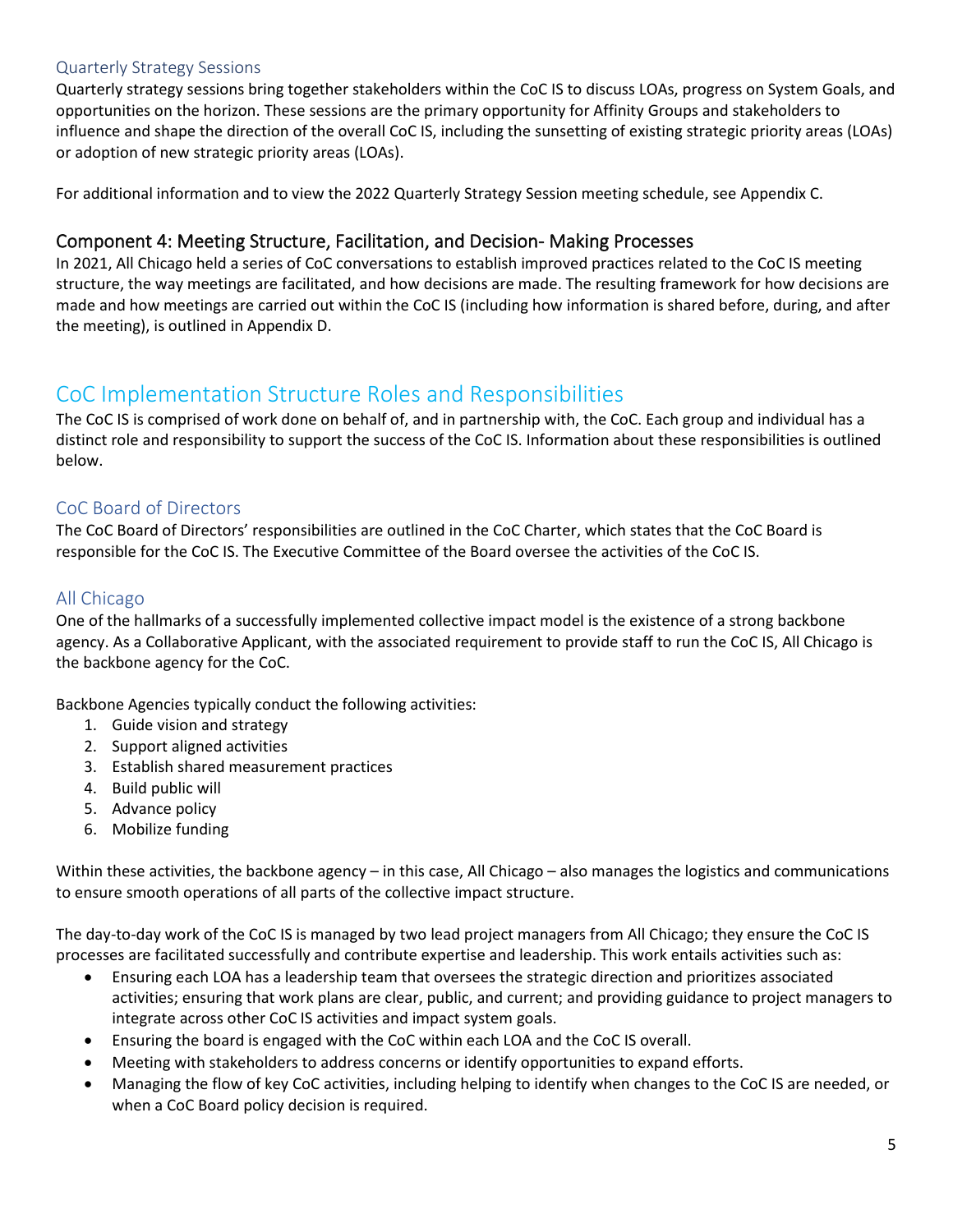### Quarterly Strategy Sessions

Quarterly strategy sessions bring together stakeholders within the CoC IS to discuss LOAs, progress on System Goals, and opportunities on the horizon. These sessions are the primary opportunity for Affinity Groups and stakeholders to influence and shape the direction of the overall CoC IS, including the sunsetting of existing strategic priority areas (LOAs) or adoption of new strategic priority areas (LOAs).

For additional information and to view the 2022 Quarterly Strategy Session meeting schedule, see Appendix C.

### Component 4: Meeting Structure, Facilitation, and Decision- Making Processes

In 2021, All Chicago held a series of CoC conversations to establish improved practices related to the CoC IS meeting structure, the way meetings are facilitated, and how decisions are made. The resulting framework for how decisions are made and how meetings are carried out within the CoC IS (including how information is shared before, during, and after the meeting), is outlined in Appendix D.

## CoC Implementation Structure Roles and Responsibilities

The CoC IS is comprised of work done on behalf of, and in partnership with, the CoC. Each group and individual has a distinct role and responsibility to support the success of the CoC IS. Information about these responsibilities is outlined below.

### CoC Board of Directors

The CoC Board of Directors' responsibilities are outlined in the CoC Charter, which states that the CoC Board is responsible for the CoC IS. The Executive Committee of the Board oversee the activities of the CoC IS.

### All Chicago

One of the hallmarks of a successfully implemented collective impact model is the existence of a strong backbone agency. As a Collaborative Applicant, with the associated requirement to provide staff to run the CoC IS, All Chicago is the backbone agency for the CoC.

Backbone Agencies typically conduct the following activities:

1. Guide vision and strategy
2. Support aligned activities
3. Establish shared measurement practices
4. Build public will
5. Advance policy
6. Mobilize funding

Within these activities, the backbone agency – in this case, All Chicago – also manages the logistics and communications to ensure smooth operations of all parts of the collective impact structure.

The day-to-day work of the CoC IS is managed by two lead project managers from All Chicago; they ensure the CoC IS processes are facilitated successfully and contribute expertise and leadership. This work entails activities such as:

- Ensuring each LOA has a leadership team that oversees the strategic direction and prioritizes associated activities; ensuring that work plans are clear, public, and current; and providing guidance to project managers to integrate across other CoC IS activities and impact system goals.
- Ensuring the board is engaged with the CoC within each LOA and the CoC IS overall.
- Meeting with stakeholders to address concerns or identify opportunities to expand efforts.
- Managing the flow of key CoC activities, including helping to identify when changes to the CoC IS are needed, or when a CoC Board policy decision is required.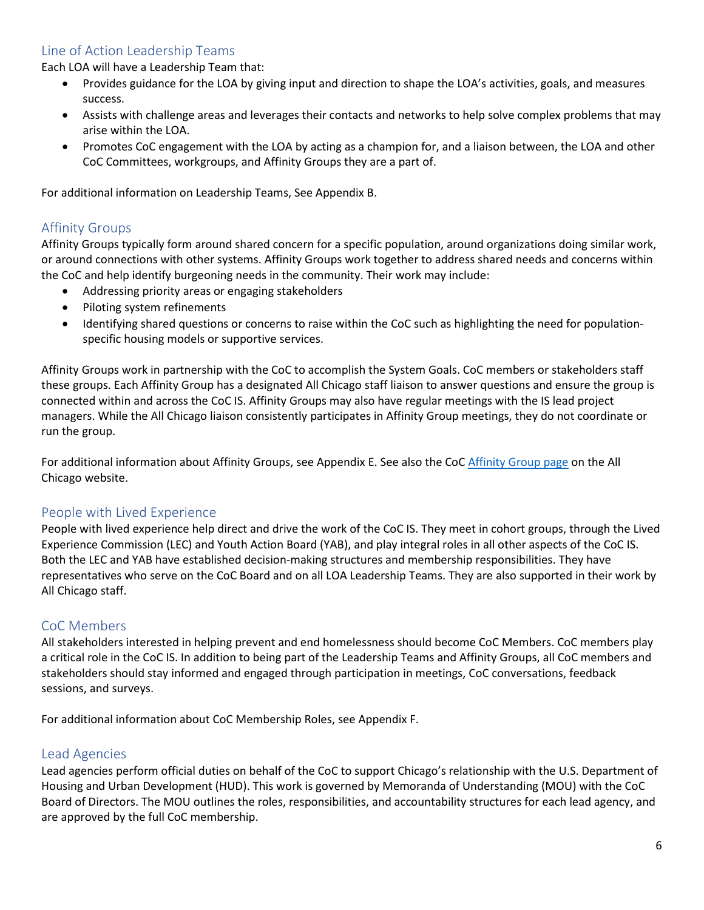## Line of Action Leadership Teams

Each LOA will have a Leadership Team that:

- Provides guidance for the LOA by giving input and direction to shape the LOA's activities, goals, and measures success.
- Assists with challenge areas and leverages their contacts and networks to help solve complex problems that may arise within the LOA.
- Promotes CoC engagement with the LOA by acting as a champion for, and a liaison between, the LOA and other CoC Committees, workgroups, and Affinity Groups they are a part of.

For additional information on Leadership Teams, See Appendix B.

## Affinity Groups

Affinity Groups typically form around shared concern for a specific population, around organizations doing similar work, or around connections with other systems. Affinity Groups work together to address shared needs and concerns within the CoC and help identify burgeoning needs in the community. Their work may include:

- Addressing priority areas or engaging stakeholders
- Piloting system refinements
- Identifying shared questions or concerns to raise within the CoC such as highlighting the need for population-specific housing models or supportive services.

Affinity Groups work in partnership with the CoC to accomplish the System Goals. CoC members or stakeholders staff these groups. Each Affinity Group has a designated All Chicago staff liaison to answer questions and ensure the group is connected within and across the CoC IS. Affinity Groups may also have regular meetings with the IS lead project managers. While the All Chicago liaison consistently participates in Affinity Group meetings, they do not coordinate or run the group.

For additional information about Affinity Groups, see Appendix E. See also the CoC Affinity Group page on the All Chicago website.

## People with Lived Experience

People with lived experience help direct and drive the work of the CoC IS. They meet in cohort groups, through the Lived Experience Commission (LEC) and Youth Action Board (YAB), and play integral roles in all other aspects of the CoC IS. Both the LEC and YAB have established decision-making structures and membership responsibilities. They have representatives who serve on the CoC Board and on all LOA Leadership Teams. They are also supported in their work by All Chicago staff.

## CoC Members

All stakeholders interested in helping prevent and end homelessness should become CoC Members. CoC members play a critical role in the CoC IS. In addition to being part of the Leadership Teams and Affinity Groups, all CoC members and stakeholders should stay informed and engaged through participation in meetings, CoC conversations, feedback sessions, and surveys.

For additional information about CoC Membership Roles, see Appendix F.

## Lead Agencies

Lead agencies perform official duties on behalf of the CoC to support Chicago's relationship with the U.S. Department of Housing and Urban Development (HUD). This work is governed by Memoranda of Understanding (MOU) with the CoC Board of Directors. The MOU outlines the roles, responsibilities, and accountability structures for each lead agency, and are approved by the full CoC membership.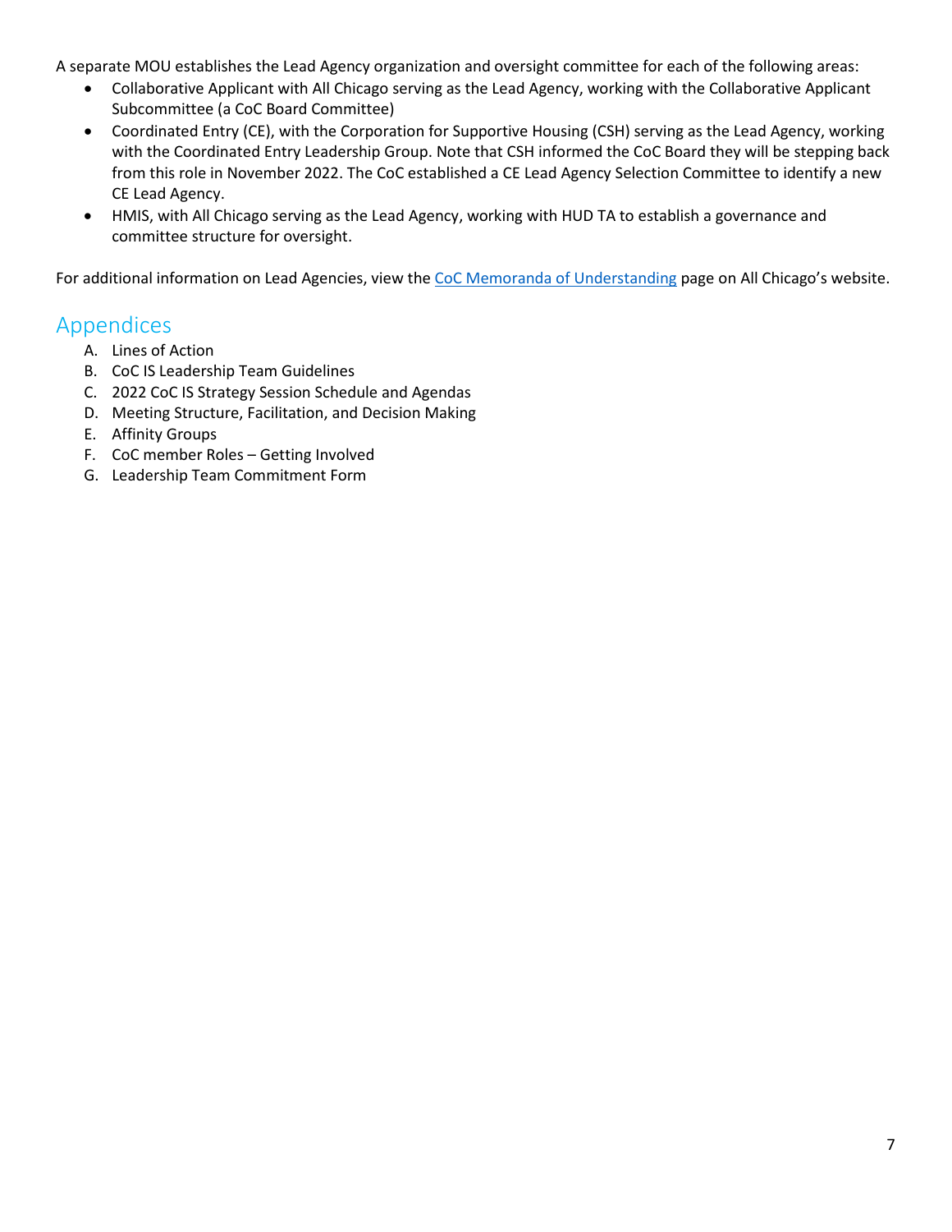A separate MOU establishes the Lead Agency organization and oversight committee for each of the following areas:

- Collaborative Applicant with All Chicago serving as the Lead Agency, working with the Collaborative Applicant Subcommittee (a CoC Board Committee)
- Coordinated Entry (CE), with the Corporation for Supportive Housing (CSH) serving as the Lead Agency, working with the Coordinated Entry Leadership Group. Note that CSH informed the CoC Board they will be stepping back from this role in November 2022. The CoC established a CE Lead Agency Selection Committee to identify a new CE Lead Agency.
- HMIS, with All Chicago serving as the Lead Agency, working with HUD TA to establish a governance and committee structure for oversight.

For additional information on Lead Agencies, view the CoC Memoranda of Understanding page on All Chicago's website.

## Appendices

A. Lines of Action
B. CoC IS Leadership Team Guidelines
C. 2022 CoC IS Strategy Session Schedule and Agendas
D. Meeting Structure, Facilitation, and Decision Making
E. Affinity Groups
F. CoC member Roles – Getting Involved
G. Leadership Team Commitment Form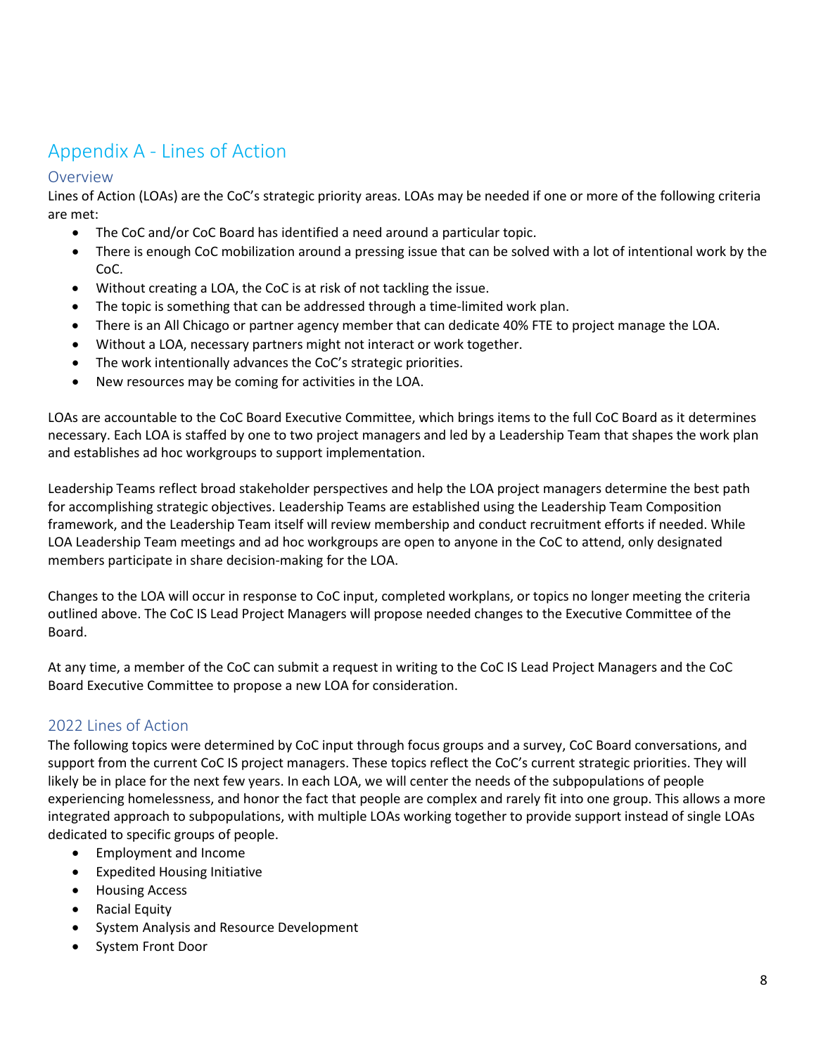# Appendix A - Lines of Action

## Overview

Lines of Action (LOAs) are the CoC's strategic priority areas. LOAs may be needed if one or more of the following criteria are met:

- The CoC and/or CoC Board has identified a need around a particular topic.
- There is enough CoC mobilization around a pressing issue that can be solved with a lot of intentional work by the CoC.
- Without creating a LOA, the CoC is at risk of not tackling the issue.
- The topic is something that can be addressed through a time-limited work plan.
- There is an All Chicago or partner agency member that can dedicate 40% FTE to project manage the LOA.
- Without a LOA, necessary partners might not interact or work together.
- The work intentionally advances the CoC's strategic priorities.
- New resources may be coming for activities in the LOA.

LOAs are accountable to the CoC Board Executive Committee, which brings items to the full CoC Board as it determines necessary. Each LOA is staffed by one to two project managers and led by a Leadership Team that shapes the work plan and establishes ad hoc workgroups to support implementation.

Leadership Teams reflect broad stakeholder perspectives and help the LOA project managers determine the best path for accomplishing strategic objectives. Leadership Teams are established using the Leadership Team Composition framework, and the Leadership Team itself will review membership and conduct recruitment efforts if needed. While LOA Leadership Team meetings and ad hoc workgroups are open to anyone in the CoC to attend, only designated members participate in share decision-making for the LOA.

Changes to the LOA will occur in response to CoC input, completed workplans, or topics no longer meeting the criteria outlined above. The CoC IS Lead Project Managers will propose needed changes to the Executive Committee of the Board.

At any time, a member of the CoC can submit a request in writing to the CoC IS Lead Project Managers and the CoC Board Executive Committee to propose a new LOA for consideration.

## 2022 Lines of Action

The following topics were determined by CoC input through focus groups and a survey, CoC Board conversations, and support from the current CoC IS project managers. These topics reflect the CoC's current strategic priorities. They will likely be in place for the next few years. In each LOA, we will center the needs of the subpopulations of people experiencing homelessness, and honor the fact that people are complex and rarely fit into one group. This allows a more integrated approach to subpopulations, with multiple LOAs working together to provide support instead of single LOAs dedicated to specific groups of people.

- Employment and Income
- Expedited Housing Initiative
- Housing Access
- Racial Equity
- System Analysis and Resource Development
- System Front Door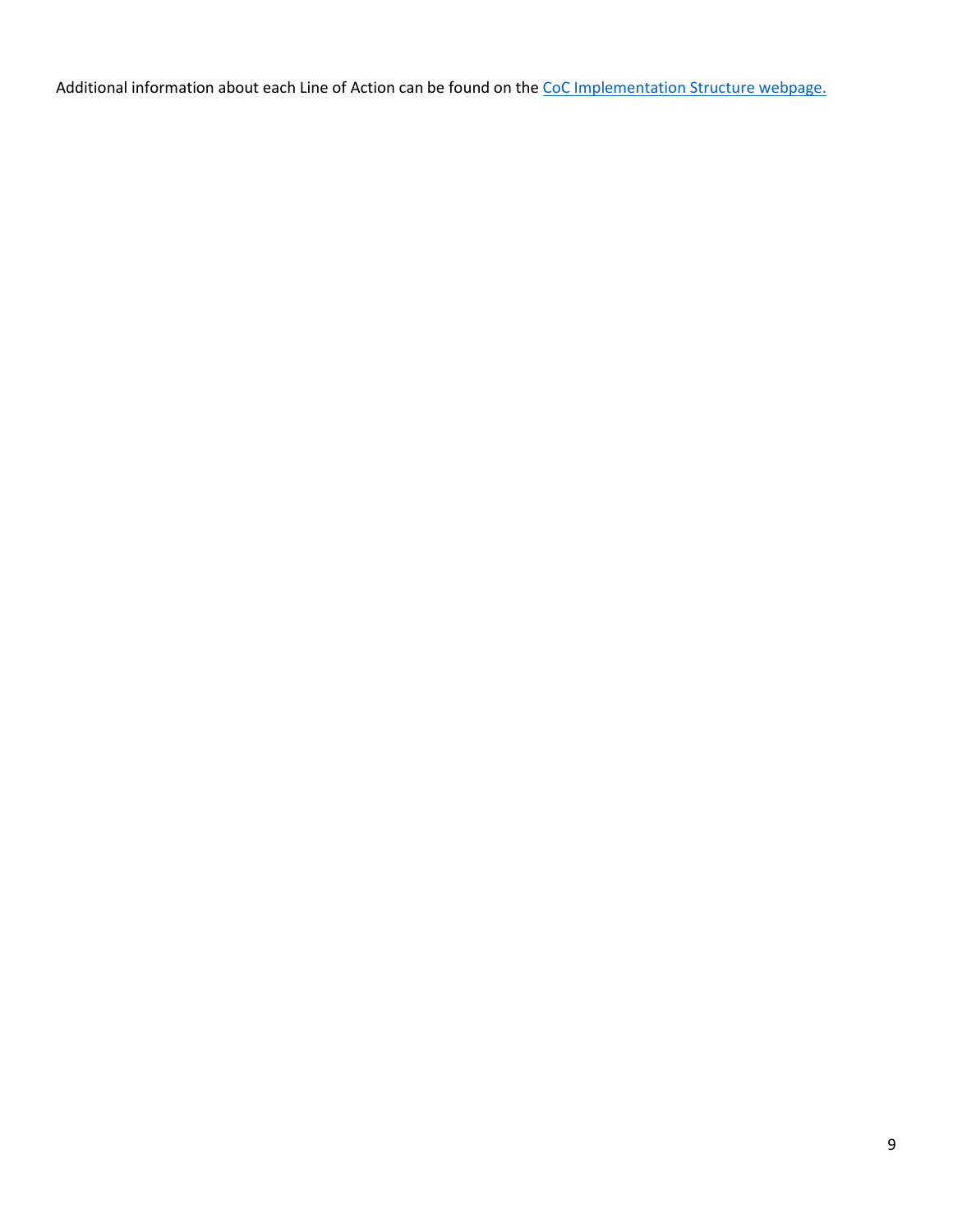Additional information about each Line of Action can be found on the [CoC Implementation Structure webpage.]()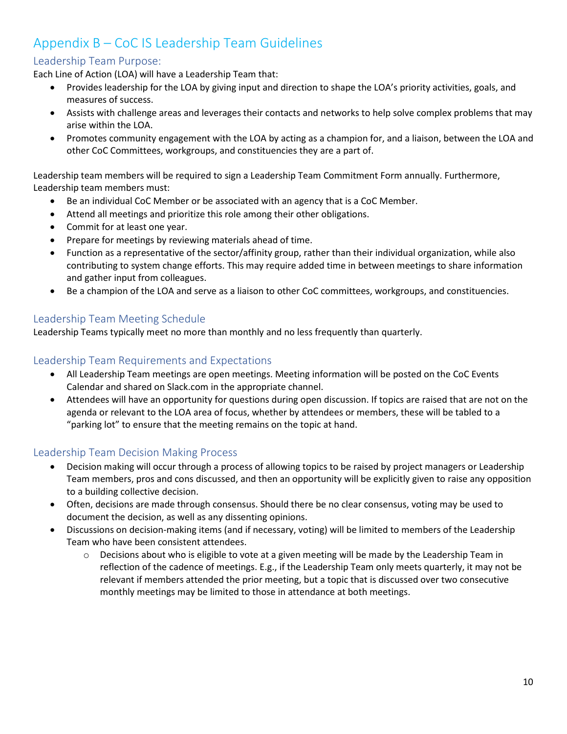# Appendix B – CoC IS Leadership Team Guidelines

## Leadership Team Purpose:

Each Line of Action (LOA) will have a Leadership Team that:

- Provides leadership for the LOA by giving input and direction to shape the LOA's priority activities, goals, and measures of success.
- Assists with challenge areas and leverages their contacts and networks to help solve complex problems that may arise within the LOA.
- Promotes community engagement with the LOA by acting as a champion for, and a liaison, between the LOA and other CoC Committees, workgroups, and constituencies they are a part of.

Leadership team members will be required to sign a Leadership Team Commitment Form annually. Furthermore, Leadership team members must:

- Be an individual CoC Member or be associated with an agency that is a CoC Member.
- Attend all meetings and prioritize this role among their other obligations.
- Commit for at least one year.
- Prepare for meetings by reviewing materials ahead of time.
- Function as a representative of the sector/affinity group, rather than their individual organization, while also contributing to system change efforts. This may require added time in between meetings to share information and gather input from colleagues.
- Be a champion of the LOA and serve as a liaison to other CoC committees, workgroups, and constituencies.

## Leadership Team Meeting Schedule

Leadership Teams typically meet no more than monthly and no less frequently than quarterly.

## Leadership Team Requirements and Expectations

- All Leadership Team meetings are open meetings. Meeting information will be posted on the CoC Events Calendar and shared on Slack.com in the appropriate channel.
- Attendees will have an opportunity for questions during open discussion. If topics are raised that are not on the agenda or relevant to the LOA area of focus, whether by attendees or members, these will be tabled to a "parking lot" to ensure that the meeting remains on the topic at hand.

## Leadership Team Decision Making Process

- Decision making will occur through a process of allowing topics to be raised by project managers or Leadership Team members, pros and cons discussed, and then an opportunity will be explicitly given to raise any opposition to a building collective decision.
- Often, decisions are made through consensus. Should there be no clear consensus, voting may be used to document the decision, as well as any dissenting opinions.
- Discussions on decision-making items (and if necessary, voting) will be limited to members of the Leadership Team who have been consistent attendees.
    - Decisions about who is eligible to vote at a given meeting will be made by the Leadership Team in reflection of the cadence of meetings. E.g., if the Leadership Team only meets quarterly, it may not be relevant if members attended the prior meeting, but a topic that is discussed over two consecutive monthly meetings may be limited to those in attendance at both meetings.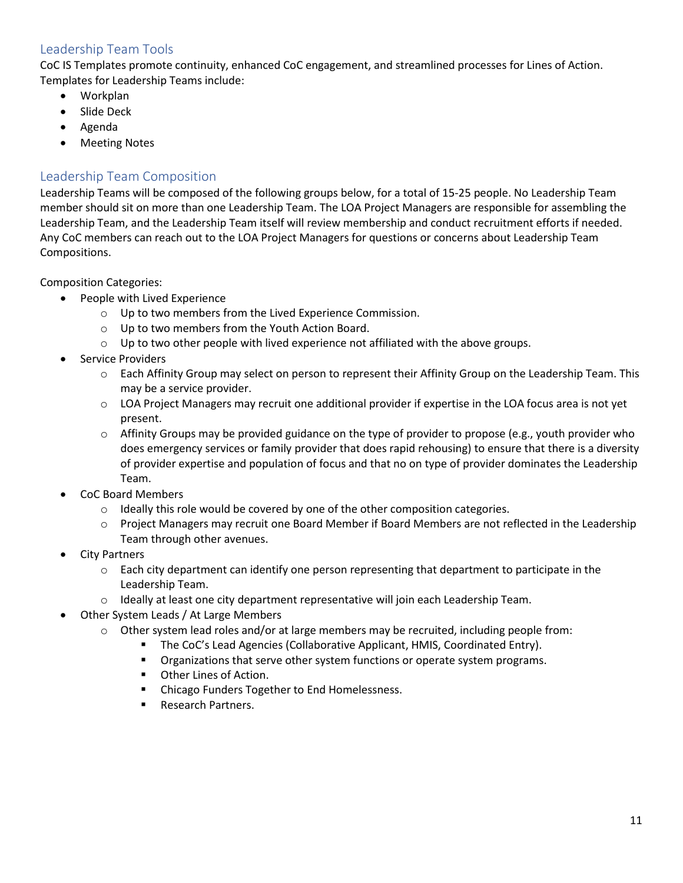## Leadership Team Tools

CoC IS Templates promote continuity, enhanced CoC engagement, and streamlined processes for Lines of Action. Templates for Leadership Teams include:

- Workplan
- Slide Deck
- Agenda
- Meeting Notes

## Leadership Team Composition

Leadership Teams will be composed of the following groups below, for a total of 15-25 people. No Leadership Team member should sit on more than one Leadership Team. The LOA Project Managers are responsible for assembling the Leadership Team, and the Leadership Team itself will review membership and conduct recruitment efforts if needed. Any CoC members can reach out to the LOA Project Managers for questions or concerns about Leadership Team Compositions.

Composition Categories:

- People with Lived Experience
  - Up to two members from the Lived Experience Commission.
  - Up to two members from the Youth Action Board.
  - Up to two other people with lived experience not affiliated with the above groups.
- Service Providers
  - Each Affinity Group may select on person to represent their Affinity Group on the Leadership Team. This may be a service provider.
  - LOA Project Managers may recruit one additional provider if expertise in the LOA focus area is not yet present.
  - Affinity Groups may be provided guidance on the type of provider to propose (e.g., youth provider who does emergency services or family provider that does rapid rehousing) to ensure that there is a diversity of provider expertise and population of focus and that no on type of provider dominates the Leadership Team.
- CoC Board Members
  - Ideally this role would be covered by one of the other composition categories.
  - Project Managers may recruit one Board Member if Board Members are not reflected in the Leadership Team through other avenues.
- City Partners
  - Each city department can identify one person representing that department to participate in the Leadership Team.
  - Ideally at least one city department representative will join each Leadership Team.
- Other System Leads / At Large Members
  - Other system lead roles and/or at large members may be recruited, including people from:
    - The CoC's Lead Agencies (Collaborative Applicant, HMIS, Coordinated Entry).
    - Organizations that serve other system functions or operate system programs.
    - Other Lines of Action.
    - Chicago Funders Together to End Homelessness.
    - Research Partners.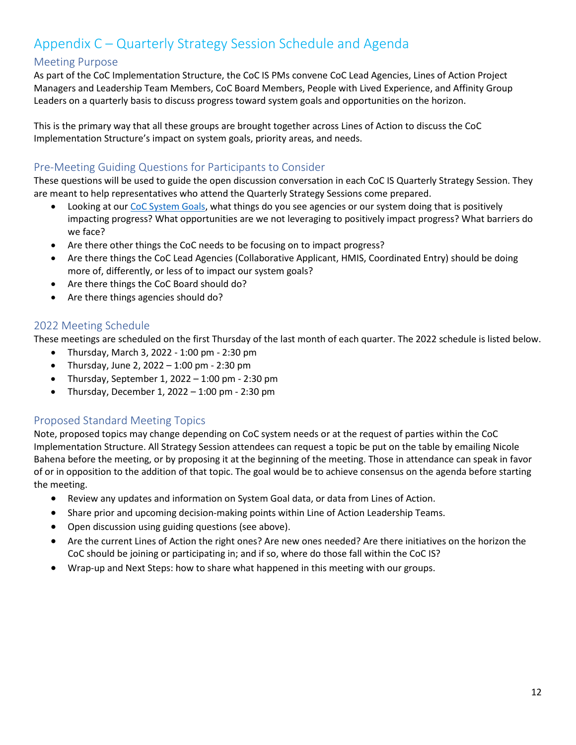# Appendix C – Quarterly Strategy Session Schedule and Agenda

## Meeting Purpose

As part of the CoC Implementation Structure, the CoC IS PMs convene CoC Lead Agencies, Lines of Action Project Managers and Leadership Team Members, CoC Board Members, People with Lived Experience, and Affinity Group Leaders on a quarterly basis to discuss progress toward system goals and opportunities on the horizon.

This is the primary way that all these groups are brought together across Lines of Action to discuss the CoC Implementation Structure's impact on system goals, priority areas, and needs.

## Pre-Meeting Guiding Questions for Participants to Consider

These questions will be used to guide the open discussion conversation in each CoC IS Quarterly Strategy Session. They are meant to help representatives who attend the Quarterly Strategy Sessions come prepared.

- Looking at our CoC System Goals, what things do you see agencies or our system doing that is positively impacting progress? What opportunities are we not leveraging to positively impact progress? What barriers do we face?
- Are there other things the CoC needs to be focusing on to impact progress?
- Are there things the CoC Lead Agencies (Collaborative Applicant, HMIS, Coordinated Entry) should be doing more of, differently, or less of to impact our system goals?
- Are there things the CoC Board should do?
- Are there things agencies should do?

## 2022 Meeting Schedule

These meetings are scheduled on the first Thursday of the last month of each quarter. The 2022 schedule is listed below.

- Thursday, March 3, 2022 - 1:00 pm - 2:30 pm
- Thursday, June 2, 2022 – 1:00 pm - 2:30 pm
- Thursday, September 1, 2022 – 1:00 pm - 2:30 pm
- Thursday, December 1, 2022 – 1:00 pm - 2:30 pm

## Proposed Standard Meeting Topics

Note, proposed topics may change depending on CoC system needs or at the request of parties within the CoC Implementation Structure. All Strategy Session attendees can request a topic be put on the table by emailing Nicole Bahena before the meeting, or by proposing it at the beginning of the meeting. Those in attendance can speak in favor of or in opposition to the addition of that topic. The goal would be to achieve consensus on the agenda before starting the meeting.

- Review any updates and information on System Goal data, or data from Lines of Action.
- Share prior and upcoming decision-making points within Line of Action Leadership Teams.
- Open discussion using guiding questions (see above).
- Are the current Lines of Action the right ones? Are new ones needed? Are there initiatives on the horizon the CoC should be joining or participating in; and if so, where do those fall within the CoC IS?
- Wrap-up and Next Steps: how to share what happened in this meeting with our groups.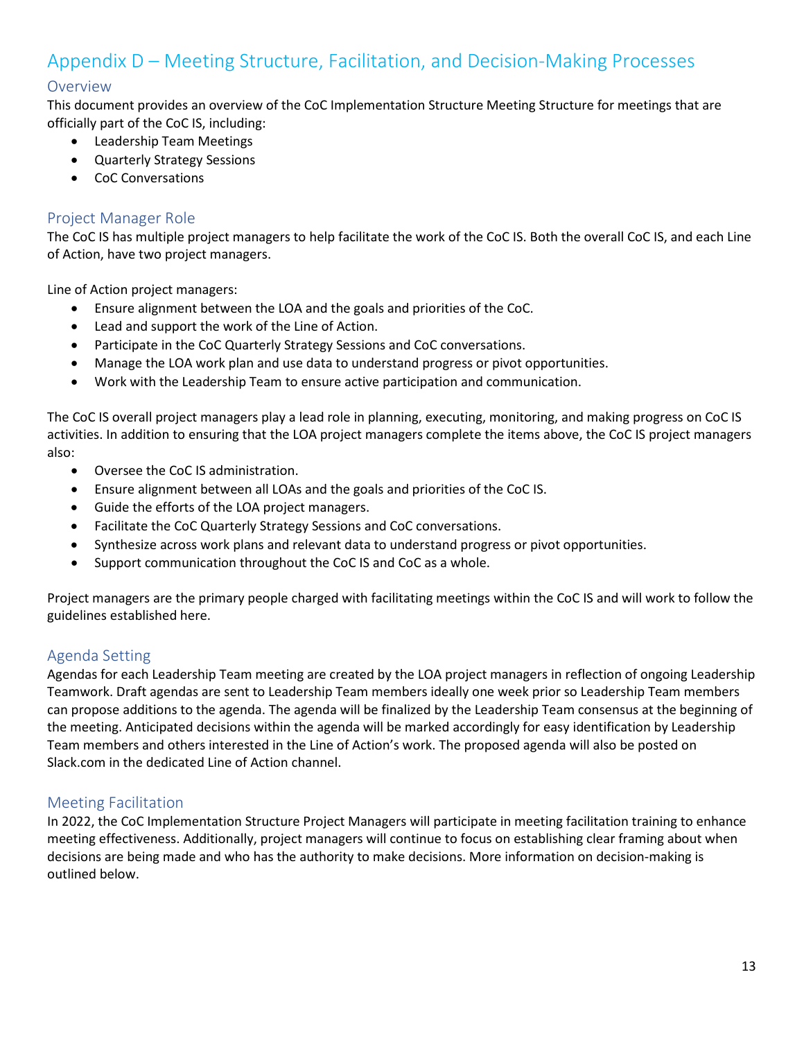# Appendix D – Meeting Structure, Facilitation, and Decision-Making Processes

## Overview

This document provides an overview of the CoC Implementation Structure Meeting Structure for meetings that are officially part of the CoC IS, including:

- Leadership Team Meetings
- Quarterly Strategy Sessions
- CoC Conversations

## Project Manager Role

The CoC IS has multiple project managers to help facilitate the work of the CoC IS. Both the overall CoC IS, and each Line of Action, have two project managers.

Line of Action project managers:

- Ensure alignment between the LOA and the goals and priorities of the CoC.
- Lead and support the work of the Line of Action.
- Participate in the CoC Quarterly Strategy Sessions and CoC conversations.
- Manage the LOA work plan and use data to understand progress or pivot opportunities.
- Work with the Leadership Team to ensure active participation and communication.

The CoC IS overall project managers play a lead role in planning, executing, monitoring, and making progress on CoC IS activities. In addition to ensuring that the LOA project managers complete the items above, the CoC IS project managers also:

- Oversee the CoC IS administration.
- Ensure alignment between all LOAs and the goals and priorities of the CoC IS.
- Guide the efforts of the LOA project managers.
- Facilitate the CoC Quarterly Strategy Sessions and CoC conversations.
- Synthesize across work plans and relevant data to understand progress or pivot opportunities.
- Support communication throughout the CoC IS and CoC as a whole.

Project managers are the primary people charged with facilitating meetings within the CoC IS and will work to follow the guidelines established here.

## Agenda Setting

Agendas for each Leadership Team meeting are created by the LOA project managers in reflection of ongoing Leadership Teamwork. Draft agendas are sent to Leadership Team members ideally one week prior so Leadership Team members can propose additions to the agenda. The agenda will be finalized by the Leadership Team consensus at the beginning of the meeting. Anticipated decisions within the agenda will be marked accordingly for easy identification by Leadership Team members and others interested in the Line of Action's work. The proposed agenda will also be posted on Slack.com in the dedicated Line of Action channel.

## Meeting Facilitation

In 2022, the CoC Implementation Structure Project Managers will participate in meeting facilitation training to enhance meeting effectiveness. Additionally, project managers will continue to focus on establishing clear framing about when decisions are being made and who has the authority to make decisions. More information on decision-making is outlined below.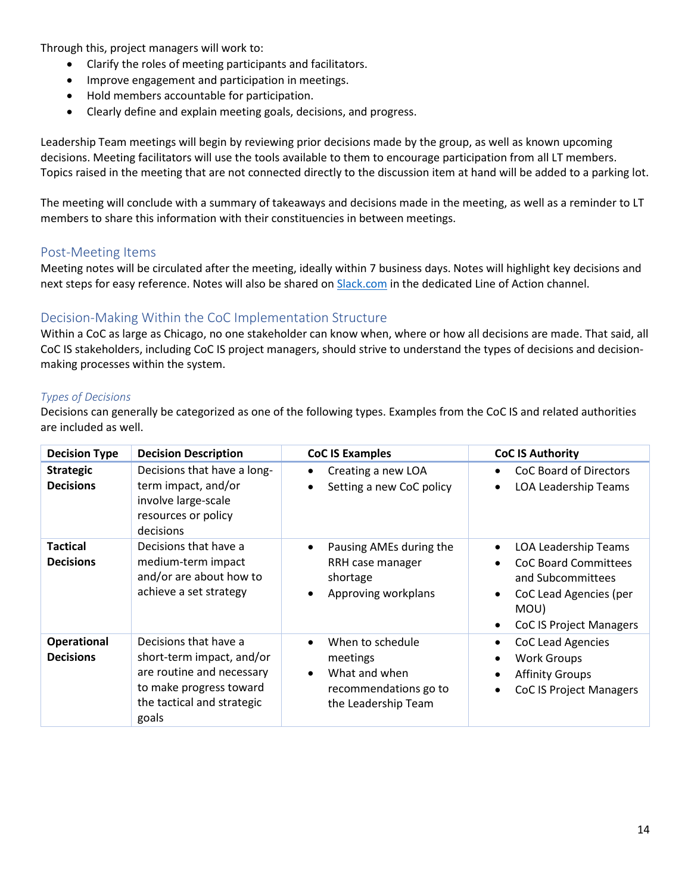Through this, project managers will work to:

- Clarify the roles of meeting participants and facilitators.
- Improve engagement and participation in meetings.
- Hold members accountable for participation.
- Clearly define and explain meeting goals, decisions, and progress.

Leadership Team meetings will begin by reviewing prior decisions made by the group, as well as known upcoming decisions. Meeting facilitators will use the tools available to them to encourage participation from all LT members. Topics raised in the meeting that are not connected directly to the discussion item at hand will be added to a parking lot.

The meeting will conclude with a summary of takeaways and decisions made in the meeting, as well as a reminder to LT members to share this information with their constituencies in between meetings.

## Post-Meeting Items

Meeting notes will be circulated after the meeting, ideally within 7 business days. Notes will highlight key decisions and next steps for easy reference. Notes will also be shared on [Slack.com](Slack.com) in the dedicated Line of Action channel.

## Decision-Making Within the CoC Implementation Structure

Within a CoC as large as Chicago, no one stakeholder can know when, where or how all decisions are made. That said, all CoC IS stakeholders, including CoC IS project managers, should strive to understand the types of decisions and decision-making processes within the system.

### *Types of Decisions*

Decisions can generally be categorized as one of the following types. Examples from the CoC IS and related authorities are included as well.

| Decision Type | Decision Description | CoC IS Examples | CoC IS Authority |
|---|---|---|---|
| **Strategic Decisions** | Decisions that have a long-term impact, and/or involve large-scale resources or policy decisions | • Creating a new LOA<br>• Setting a new CoC policy | • CoC Board of Directors<br>• LOA Leadership Teams |
| **Tactical Decisions** | Decisions that have a medium-term impact and/or are about how to achieve a set strategy | • Pausing AMEs during the RRH case manager shortage<br>• Approving workplans | • LOA Leadership Teams<br>• CoC Board Committees and Subcommittees<br>• CoC Lead Agencies (per MOU)<br>• CoC IS Project Managers |
| **Operational Decisions** | Decisions that have a short-term impact, and/or are routine and necessary to make progress toward the tactical and strategic goals | • When to schedule meetings<br>• What and when recommendations go to the Leadership Team | • CoC Lead Agencies<br>• Work Groups<br>• Affinity Groups<br>• CoC IS Project Managers |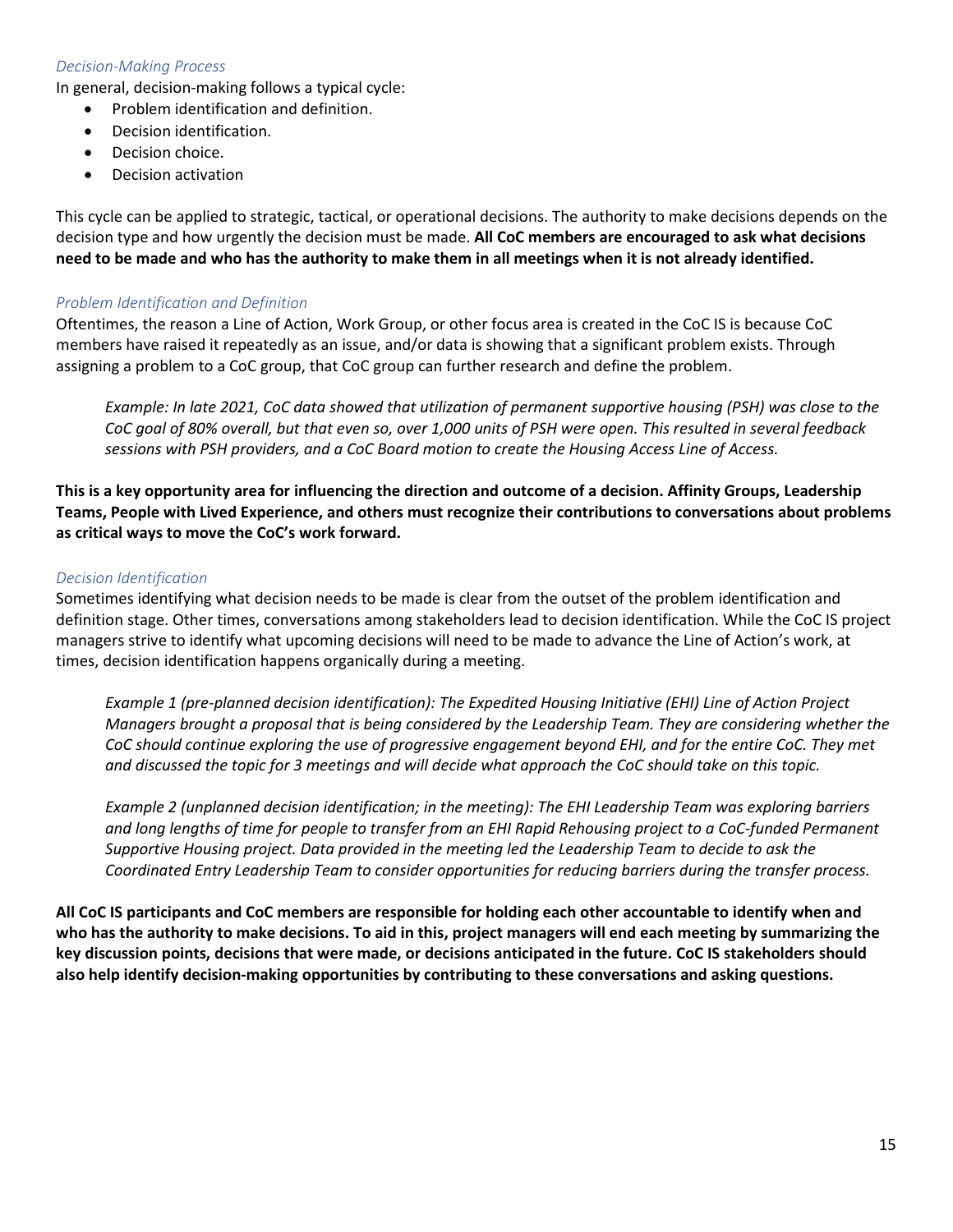### *Decision-Making Process*

In general, decision-making follows a typical cycle:

- Problem identification and definition.
- Decision identification.
- Decision choice.
- Decision activation

This cycle can be applied to strategic, tactical, or operational decisions. The authority to make decisions depends on the decision type and how urgently the decision must be made. **All CoC members are encouraged to ask what decisions need to be made and who has the authority to make them in all meetings when it is not already identified.**

### *Problem Identification and Definition*

Oftentimes, the reason a Line of Action, Work Group, or other focus area is created in the CoC IS is because CoC members have raised it repeatedly as an issue, and/or data is showing that a significant problem exists. Through assigning a problem to a CoC group, that CoC group can further research and define the problem.

> *Example: In late 2021, CoC data showed that utilization of permanent supportive housing (PSH) was close to the CoC goal of 80% overall, but that even so, over 1,000 units of PSH were open. This resulted in several feedback sessions with PSH providers, and a CoC Board motion to create the Housing Access Line of Access.*

**This is a key opportunity area for influencing the direction and outcome of a decision. Affinity Groups, Leadership Teams, People with Lived Experience, and others must recognize their contributions to conversations about problems as critical ways to move the CoC's work forward.**

### *Decision Identification*

Sometimes identifying what decision needs to be made is clear from the outset of the problem identification and definition stage. Other times, conversations among stakeholders lead to decision identification. While the CoC IS project managers strive to identify what upcoming decisions will need to be made to advance the Line of Action's work, at times, decision identification happens organically during a meeting.

> *Example 1 (pre-planned decision identification): The Expedited Housing Initiative (EHI) Line of Action Project Managers brought a proposal that is being considered by the Leadership Team. They are considering whether the CoC should continue exploring the use of progressive engagement beyond EHI, and for the entire CoC. They met and discussed the topic for 3 meetings and will decide what approach the CoC should take on this topic.*

> *Example 2 (unplanned decision identification; in the meeting): The EHI Leadership Team was exploring barriers and long lengths of time for people to transfer from an EHI Rapid Rehousing project to a CoC-funded Permanent Supportive Housing project. Data provided in the meeting led the Leadership Team to decide to ask the Coordinated Entry Leadership Team to consider opportunities for reducing barriers during the transfer process.*

**All CoC IS participants and CoC members are responsible for holding each other accountable to identify when and who has the authority to make decisions. To aid in this, project managers will end each meeting by summarizing the key discussion points, decisions that were made, or decisions anticipated in the future. CoC IS stakeholders should also help identify decision-making opportunities by contributing to these conversations and asking questions.**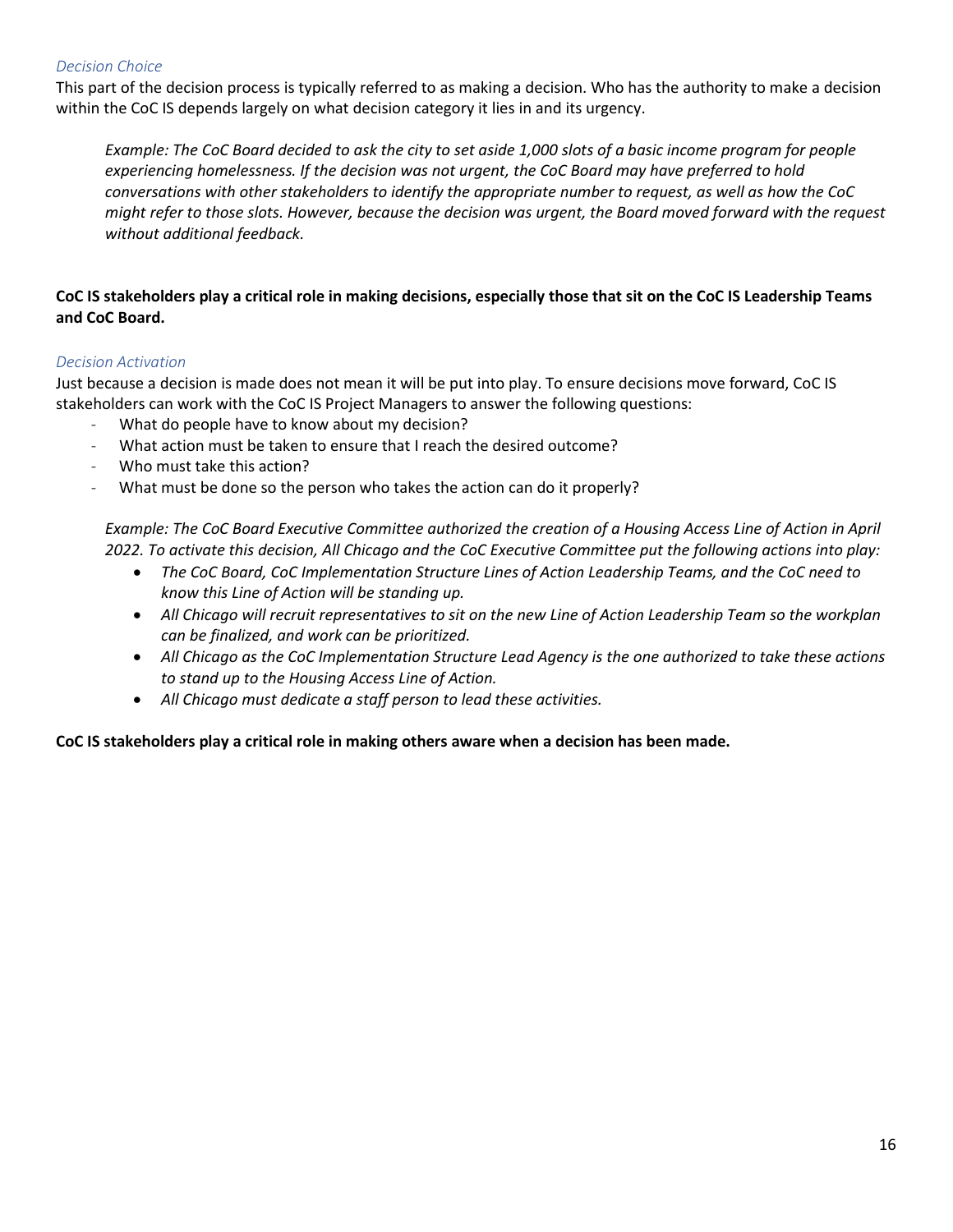### *Decision Choice*

This part of the decision process is typically referred to as making a decision. Who has the authority to make a decision within the CoC IS depends largely on what decision category it lies in and its urgency.

> *Example: The CoC Board decided to ask the city to set aside 1,000 slots of a basic income program for people experiencing homelessness. If the decision was not urgent, the CoC Board may have preferred to hold conversations with other stakeholders to identify the appropriate number to request, as well as how the CoC might refer to those slots. However, because the decision was urgent, the Board moved forward with the request without additional feedback.*

**CoC IS stakeholders play a critical role in making decisions, especially those that sit on the CoC IS Leadership Teams and CoC Board.**

### *Decision Activation*

Just because a decision is made does not mean it will be put into play. To ensure decisions move forward, CoC IS stakeholders can work with the CoC IS Project Managers to answer the following questions:

- What do people have to know about my decision?
- What action must be taken to ensure that I reach the desired outcome?
- Who must take this action?
- What must be done so the person who takes the action can do it properly?

> *Example: The CoC Board Executive Committee authorized the creation of a Housing Access Line of Action in April 2022. To activate this decision, All Chicago and the CoC Executive Committee put the following actions into play:*
>
> - *The CoC Board, CoC Implementation Structure Lines of Action Leadership Teams, and the CoC need to know this Line of Action will be standing up.*
> - *All Chicago will recruit representatives to sit on the new Line of Action Leadership Team so the workplan can be finalized, and work can be prioritized.*
> - *All Chicago as the CoC Implementation Structure Lead Agency is the one authorized to take these actions to stand up to the Housing Access Line of Action.*
> - *All Chicago must dedicate a staff person to lead these activities.*

**CoC IS stakeholders play a critical role in making others aware when a decision has been made.**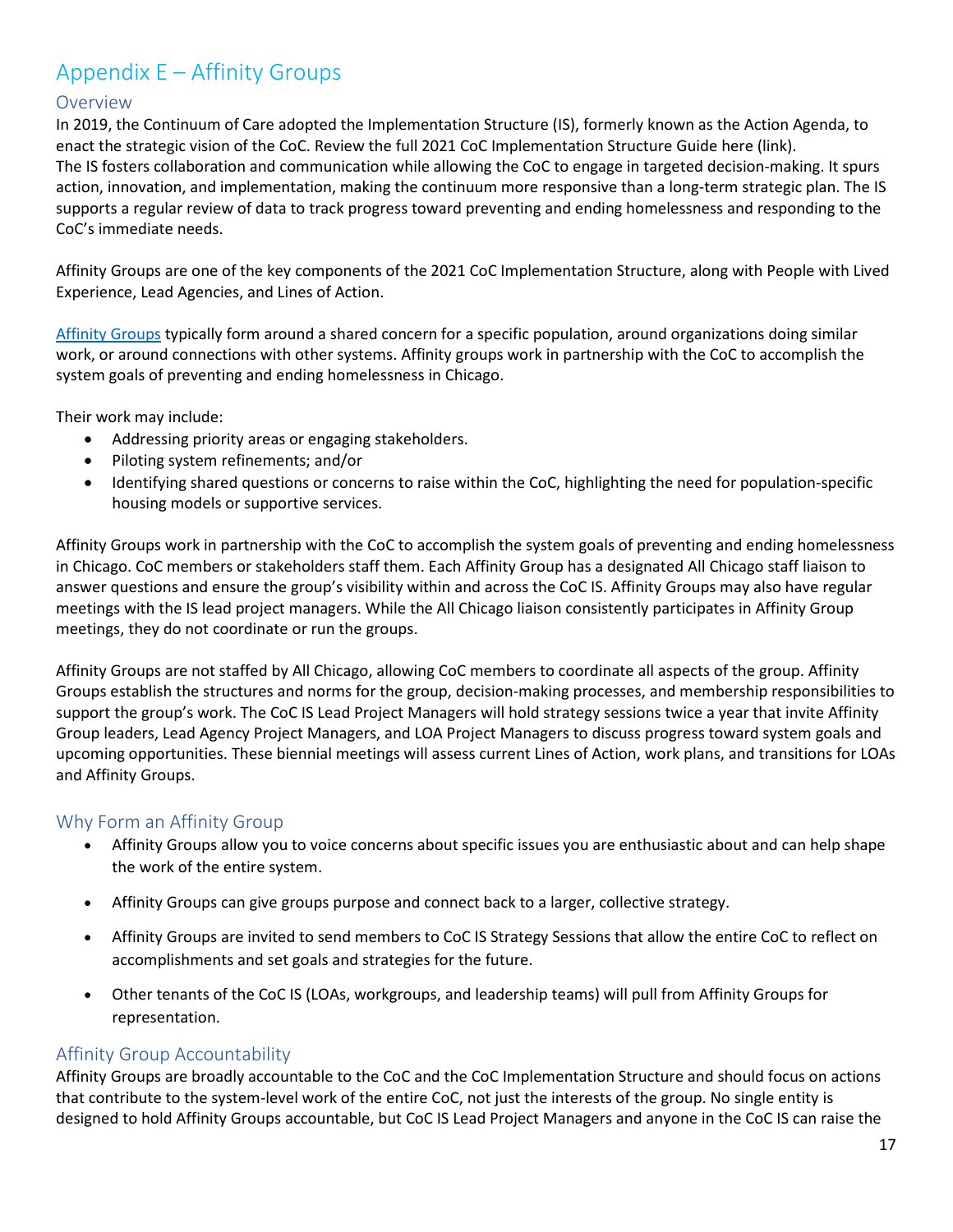# Appendix E – Affinity Groups

## Overview

In 2019, the Continuum of Care adopted the Implementation Structure (IS), formerly known as the Action Agenda, to enact the strategic vision of the CoC. Review the full 2021 CoC Implementation Structure Guide here (link).
The IS fosters collaboration and communication while allowing the CoC to engage in targeted decision-making. It spurs action, innovation, and implementation, making the continuum more responsive than a long-term strategic plan. The IS supports a regular review of data to track progress toward preventing and ending homelessness and responding to the CoC's immediate needs.

Affinity Groups are one of the key components of the 2021 CoC Implementation Structure, along with People with Lived Experience, Lead Agencies, and Lines of Action.

Affinity Groups typically form around a shared concern for a specific population, around organizations doing similar work, or around connections with other systems. Affinity groups work in partnership with the CoC to accomplish the system goals of preventing and ending homelessness in Chicago.

Their work may include:

- Addressing priority areas or engaging stakeholders.
- Piloting system refinements; and/or
- Identifying shared questions or concerns to raise within the CoC, highlighting the need for population-specific housing models or supportive services.

Affinity Groups work in partnership with the CoC to accomplish the system goals of preventing and ending homelessness in Chicago. CoC members or stakeholders staff them. Each Affinity Group has a designated All Chicago staff liaison to answer questions and ensure the group's visibility within and across the CoC IS. Affinity Groups may also have regular meetings with the IS lead project managers. While the All Chicago liaison consistently participates in Affinity Group meetings, they do not coordinate or run the groups.

Affinity Groups are not staffed by All Chicago, allowing CoC members to coordinate all aspects of the group. Affinity Groups establish the structures and norms for the group, decision-making processes, and membership responsibilities to support the group's work. The CoC IS Lead Project Managers will hold strategy sessions twice a year that invite Affinity Group leaders, Lead Agency Project Managers, and LOA Project Managers to discuss progress toward system goals and upcoming opportunities. These biennial meetings will assess current Lines of Action, work plans, and transitions for LOAs and Affinity Groups.

## Why Form an Affinity Group

- Affinity Groups allow you to voice concerns about specific issues you are enthusiastic about and can help shape the work of the entire system.
- Affinity Groups can give groups purpose and connect back to a larger, collective strategy.
- Affinity Groups are invited to send members to CoC IS Strategy Sessions that allow the entire CoC to reflect on accomplishments and set goals and strategies for the future.
- Other tenants of the CoC IS (LOAs, workgroups, and leadership teams) will pull from Affinity Groups for representation.

## Affinity Group Accountability

Affinity Groups are broadly accountable to the CoC and the CoC Implementation Structure and should focus on actions that contribute to the system-level work of the entire CoC, not just the interests of the group. No single entity is designed to hold Affinity Groups accountable, but CoC IS Lead Project Managers and anyone in the CoC IS can raise the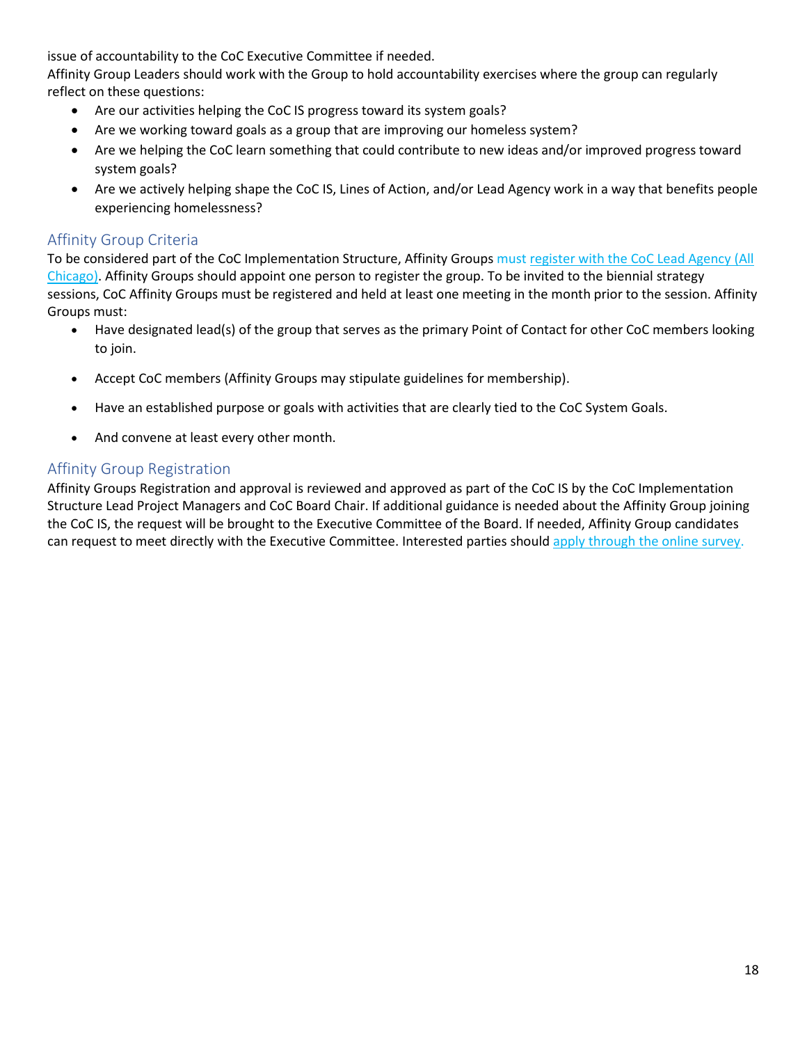issue of accountability to the CoC Executive Committee if needed.
Affinity Group Leaders should work with the Group to hold accountability exercises where the group can regularly reflect on these questions:

- Are our activities helping the CoC IS progress toward its system goals?
- Are we working toward goals as a group that are improving our homeless system?
- Are we helping the CoC learn something that could contribute to new ideas and/or improved progress toward system goals?
- Are we actively helping shape the CoC IS, Lines of Action, and/or Lead Agency work in a way that benefits people experiencing homelessness?

## Affinity Group Criteria

To be considered part of the CoC Implementation Structure, Affinity Groups must register with the CoC Lead Agency (All Chicago). Affinity Groups should appoint one person to register the group. To be invited to the biennial strategy sessions, CoC Affinity Groups must be registered and held at least one meeting in the month prior to the session. Affinity Groups must:

- Have designated lead(s) of the group that serves as the primary Point of Contact for other CoC members looking to join.
- Accept CoC members (Affinity Groups may stipulate guidelines for membership).
- Have an established purpose or goals with activities that are clearly tied to the CoC System Goals.
- And convene at least every other month.

## Affinity Group Registration

Affinity Groups Registration and approval is reviewed and approved as part of the CoC IS by the CoC Implementation Structure Lead Project Managers and CoC Board Chair. If additional guidance is needed about the Affinity Group joining the CoC IS, the request will be brought to the Executive Committee of the Board. If needed, Affinity Group candidates can request to meet directly with the Executive Committee. Interested parties should apply through the online survey.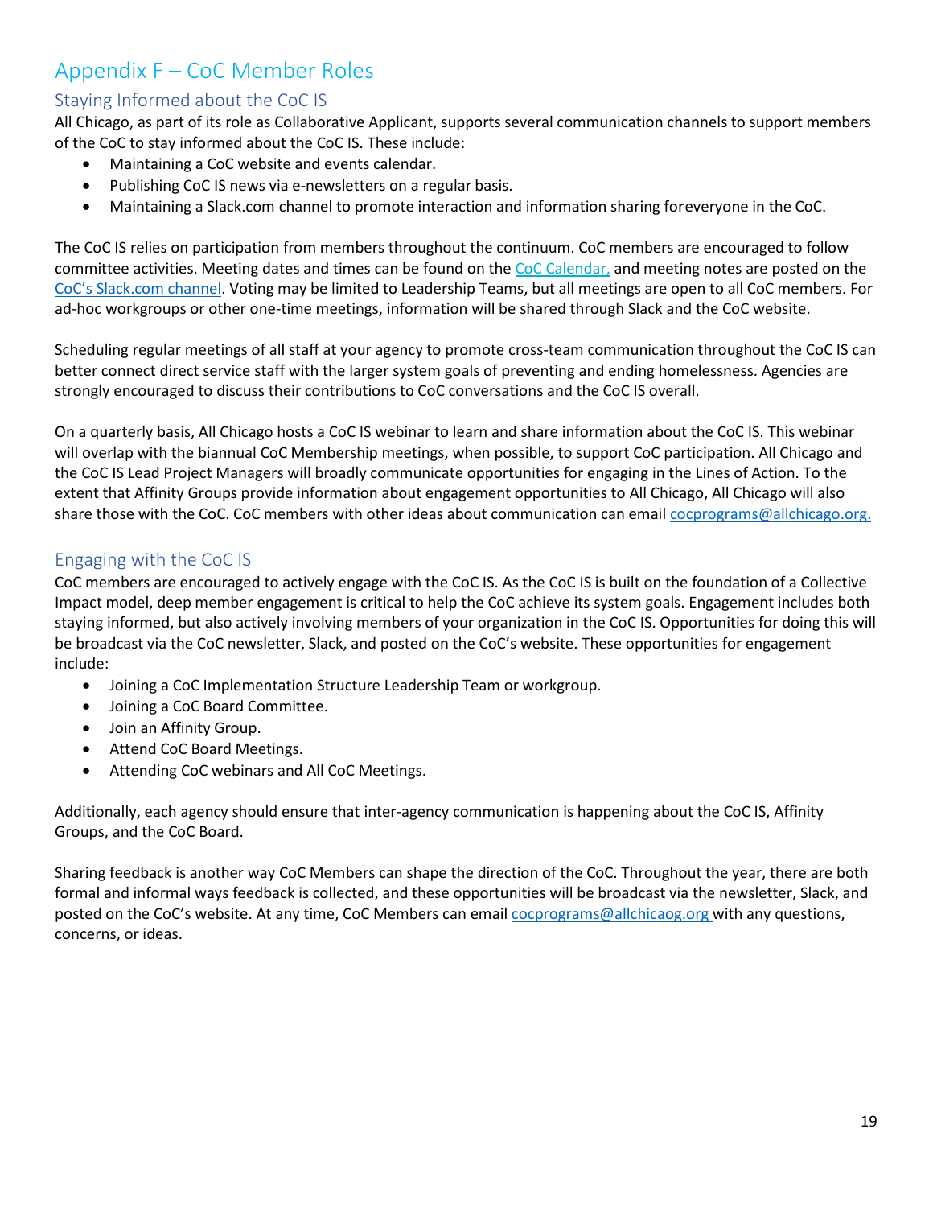# Appendix F – CoC Member Roles

## Staying Informed about the CoC IS

All Chicago, as part of its role as Collaborative Applicant, supports several communication channels to support members of the CoC to stay informed about the CoC IS. These include:

- Maintaining a CoC website and events calendar.
- Publishing CoC IS news via e-newsletters on a regular basis.
- Maintaining a Slack.com channel to promote interaction and information sharing foreveryone in the CoC.

The CoC IS relies on participation from members throughout the continuum. CoC members are encouraged to follow committee activities. Meeting dates and times can be found on the CoC Calendar, and meeting notes are posted on the CoC's Slack.com channel. Voting may be limited to Leadership Teams, but all meetings are open to all CoC members. For ad-hoc workgroups or other one-time meetings, information will be shared through Slack and the CoC website.

Scheduling regular meetings of all staff at your agency to promote cross-team communication throughout the CoC IS can better connect direct service staff with the larger system goals of preventing and ending homelessness. Agencies are strongly encouraged to discuss their contributions to CoC conversations and the CoC IS overall.

On a quarterly basis, All Chicago hosts a CoC IS webinar to learn and share information about the CoC IS. This webinar will overlap with the biannual CoC Membership meetings, when possible, to support CoC participation. All Chicago and the CoC IS Lead Project Managers will broadly communicate opportunities for engaging in the Lines of Action. To the extent that Affinity Groups provide information about engagement opportunities to All Chicago, All Chicago will also share those with the CoC. CoC members with other ideas about communication can email cocprograms@allchicago.org.

## Engaging with the CoC IS

CoC members are encouraged to actively engage with the CoC IS. As the CoC IS is built on the foundation of a Collective Impact model, deep member engagement is critical to help the CoC achieve its system goals. Engagement includes both staying informed, but also actively involving members of your organization in the CoC IS. Opportunities for doing this will be broadcast via the CoC newsletter, Slack, and posted on the CoC's website. These opportunities for engagement include:

- Joining a CoC Implementation Structure Leadership Team or workgroup.
- Joining a CoC Board Committee.
- Join an Affinity Group.
- Attend CoC Board Meetings.
- Attending CoC webinars and All CoC Meetings.

Additionally, each agency should ensure that inter-agency communication is happening about the CoC IS, Affinity Groups, and the CoC Board.

Sharing feedback is another way CoC Members can shape the direction of the CoC. Throughout the year, there are both formal and informal ways feedback is collected, and these opportunities will be broadcast via the newsletter, Slack, and posted on the CoC's website. At any time, CoC Members can email cocprograms@allchicaog.org with any questions, concerns, or ideas.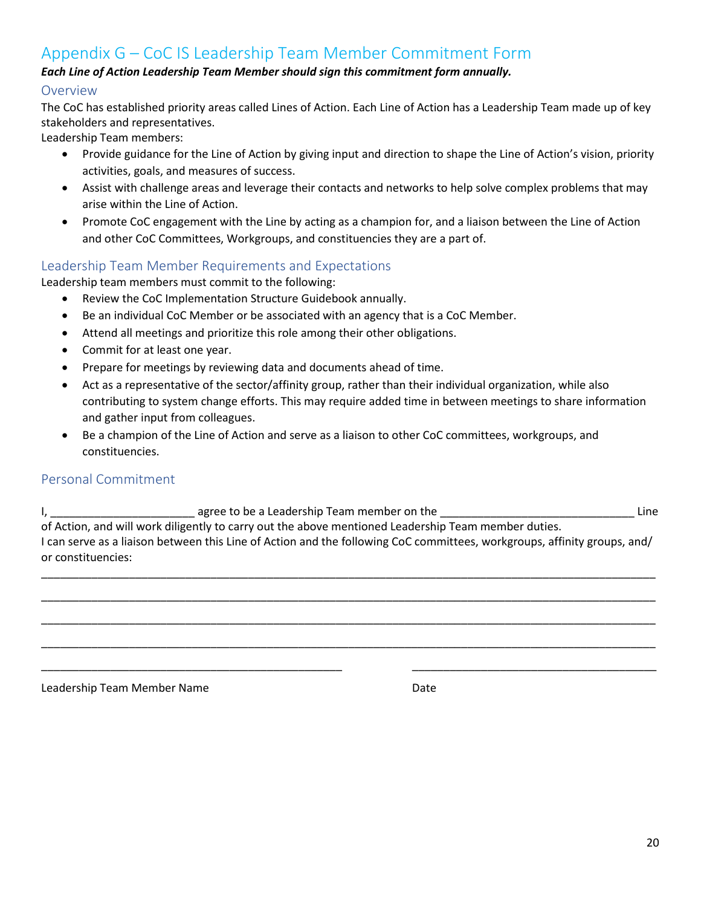# Appendix G – CoC IS Leadership Team Member Commitment Form

***Each Line of Action Leadership Team Member should sign this commitment form annually.***

## Overview

The CoC has established priority areas called Lines of Action. Each Line of Action has a Leadership Team made up of key stakeholders and representatives.

Leadership Team members:

- Provide guidance for the Line of Action by giving input and direction to shape the Line of Action's vision, priority activities, goals, and measures of success.
- Assist with challenge areas and leverage their contacts and networks to help solve complex problems that may arise within the Line of Action.
- Promote CoC engagement with the Line by acting as a champion for, and a liaison between the Line of Action and other CoC Committees, Workgroups, and constituencies they are a part of.

## Leadership Team Member Requirements and Expectations

Leadership team members must commit to the following:

- Review the CoC Implementation Structure Guidebook annually.
- Be an individual CoC Member or be associated with an agency that is a CoC Member.
- Attend all meetings and prioritize this role among their other obligations.
- Commit for at least one year.
- Prepare for meetings by reviewing data and documents ahead of time.
- Act as a representative of the sector/affinity group, rather than their individual organization, while also contributing to system change efforts. This may require added time in between meetings to share information and gather input from colleagues.
- Be a champion of the Line of Action and serve as a liaison to other CoC committees, workgroups, and constituencies.

## Personal Commitment

I, _______________________ agree to be a Leadership Team member on the _______________________________ Line of Action, and will work diligently to carry out the above mentioned Leadership Team member duties.

I can serve as a liaison between this Line of Action and the following CoC committees, workgroups, affinity groups, and/ or constituencies:

_____________________________________________________________________________________________

_____________________________________________________________________________________________

_____________________________________________________________________________________________

_____________________________________________________________________________________________

_______________________________________________ _______________________________________

Leadership Team Member Name Date